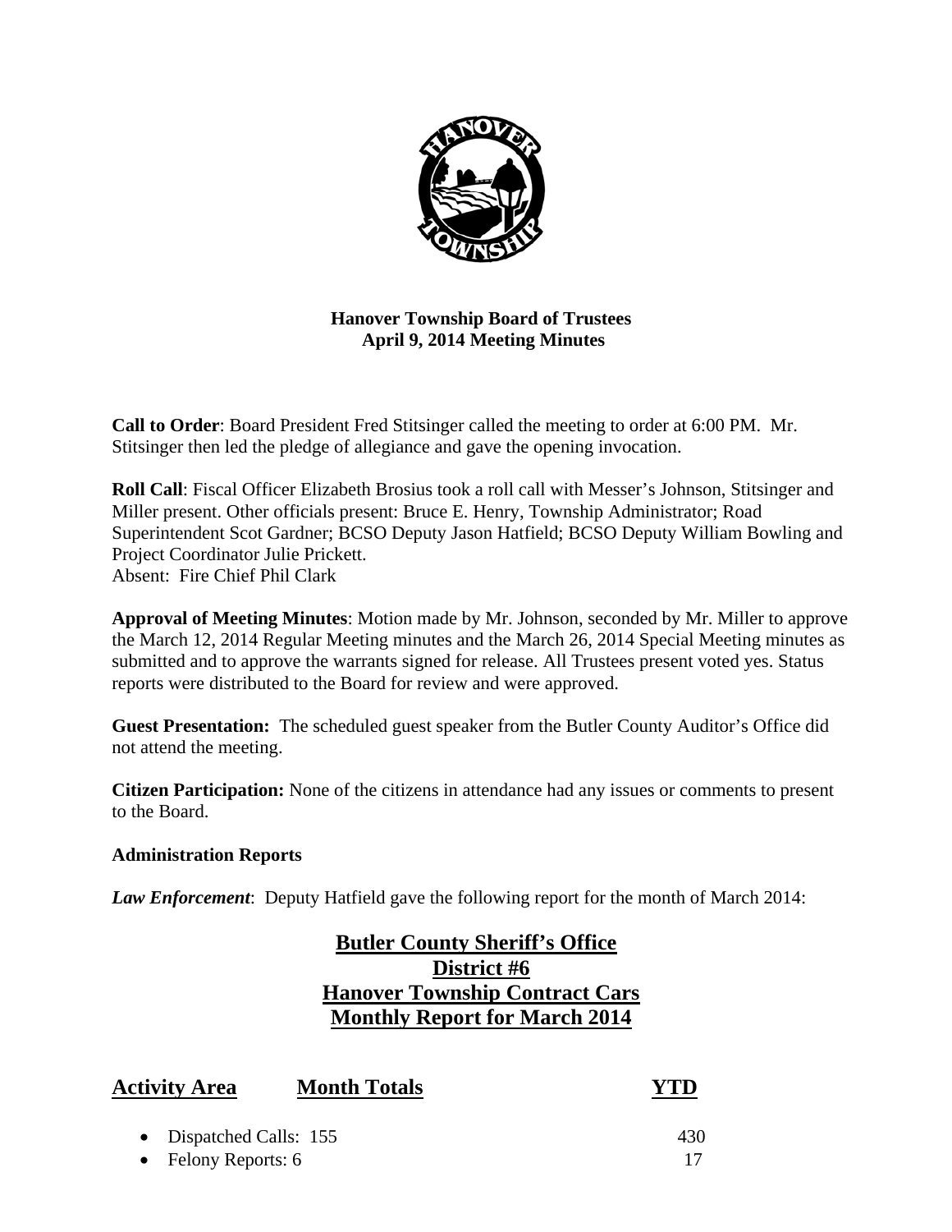**Hanover Township Board of Trustees**
**April 9, 2014 Meeting Minutes**

**Call to Order**: Board President Fred Stitsinger called the meeting to order at 6:00 PM. Mr. Stitsinger then led the pledge of allegiance and gave the opening invocation.

**Roll Call**: Fiscal Officer Elizabeth Brosius took a roll call with Messer's Johnson, Stitsinger and Miller present. Other officials present: Bruce E. Henry, Township Administrator; Road Superintendent Scot Gardner; BCSO Deputy Jason Hatfield; BCSO Deputy William Bowling and Project Coordinator Julie Prickett.
Absent: Fire Chief Phil Clark

**Approval of Meeting Minutes**: Motion made by Mr. Johnson, seconded by Mr. Miller to approve the March 12, 2014 Regular Meeting minutes and the March 26, 2014 Special Meeting minutes as submitted and to approve the warrants signed for release. All Trustees present voted yes. Status reports were distributed to the Board for review and were approved.

**Guest Presentation:** The scheduled guest speaker from the Butler County Auditor's Office did not attend the meeting.

**Citizen Participation:** None of the citizens in attendance had any issues or comments to present to the Board.

**Administration Reports**

***Law Enforcement***: Deputy Hatfield gave the following report for the month of March 2014:

## Butler County Sheriff's Office
## District #6
## Hanover Township Contract Cars
## Monthly Report for March 2014

| Activity Area | Month Totals | YTD |
|---|---|---|
| Dispatched Calls: | 155 | 430 |
| Felony Reports: | 6 | 17 |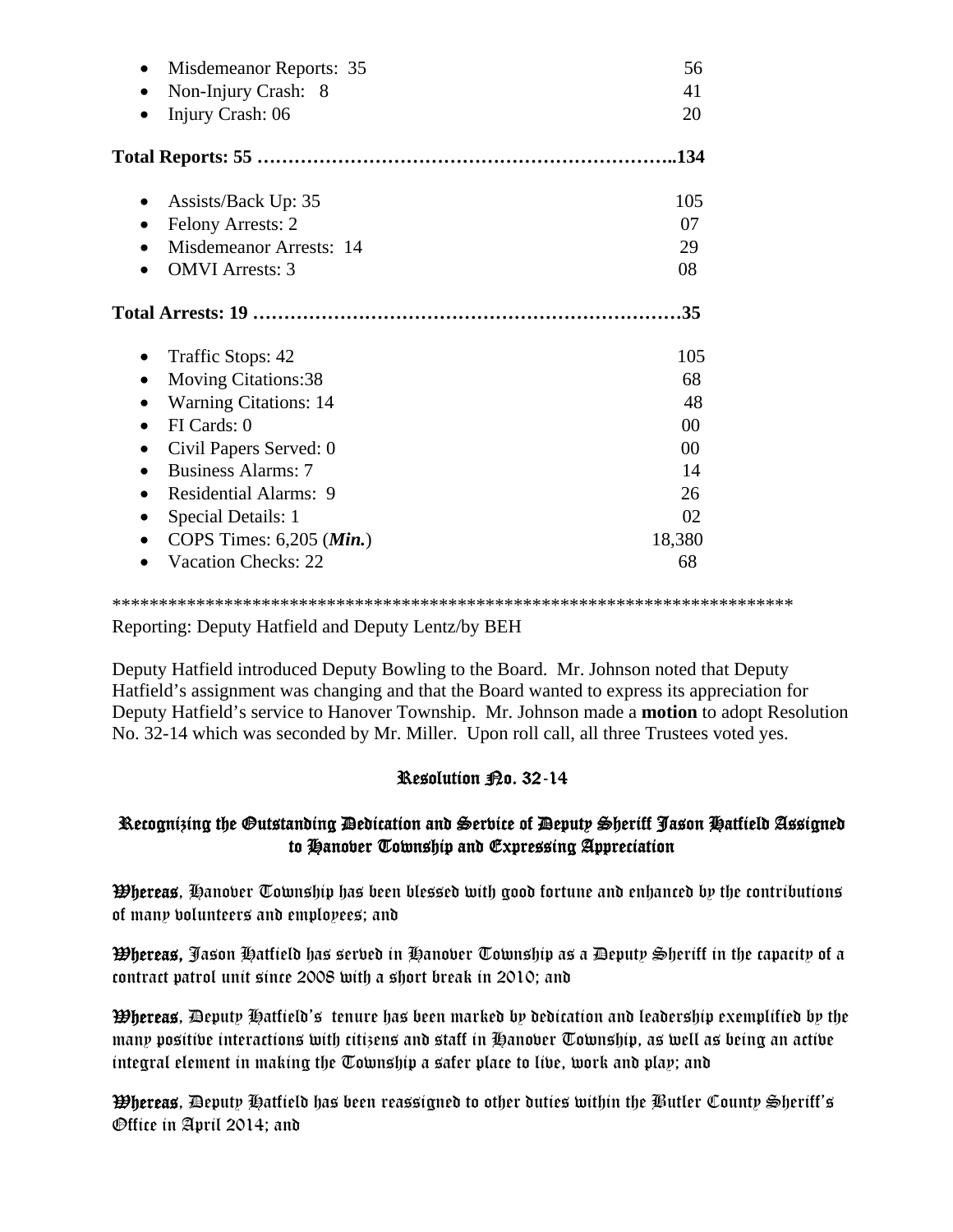- Misdemeanor Reports: 35 56
- Non-Injury Crash: 8 41
- Injury Crash: 06 20

**Total Reports: 55 ……………………………………………………..134**

- Assists/Back Up: 35 105
- Felony Arrests: 2 07
- Misdemeanor Arrests: 14 29
- OMVI Arrests: 3 08

**Total Arrests: 19 ………………………………………………………35**

- Traffic Stops: 42 105
- Moving Citations:38 68
- Warning Citations: 14 48
- FI Cards: 0 00
- Civil Papers Served: 0 00
- Business Alarms: 7 14
- Residential Alarms: 9 26
- Special Details: 1 02
- COPS Times: 6,205 (***Min.***) 18,380
- Vacation Checks: 22 68

**************************************************************************

Reporting: Deputy Hatfield and Deputy Lentz/by BEH

Deputy Hatfield introduced Deputy Bowling to the Board. Mr. Johnson noted that Deputy Hatfield's assignment was changing and that the Board wanted to express its appreciation for Deputy Hatfield's service to Hanover Township. Mr. Johnson made a **motion** to adopt Resolution No. 32-14 which was seconded by Mr. Miller. Upon roll call, all three Trustees voted yes.

## Resolution No. 32-14

### Recognizing the Outstanding Dedication and Service of Deputy Sheriff Jason Hatfield Assigned to Hanover Township and Expressing Appreciation

**Whereas**, Hanover Township has been blessed with good fortune and enhanced by the contributions of many volunteers and employees; and

**Whereas,** Jason Hatfield has served in Hanover Township as a Deputy Sheriff in the capacity of a contract patrol unit since 2008 with a short break in 2010; and

**Whereas**, Deputy Hatfield's tenure has been marked by dedication and leadership exemplified by the many positive interactions with citizens and staff in Hanover Township, as well as being an active integral element in making the Township a safer place to live, work and play; and

**Whereas**, Deputy Hatfield has been reassigned to other duties within the Butler County Sheriff's Office in April 2014; and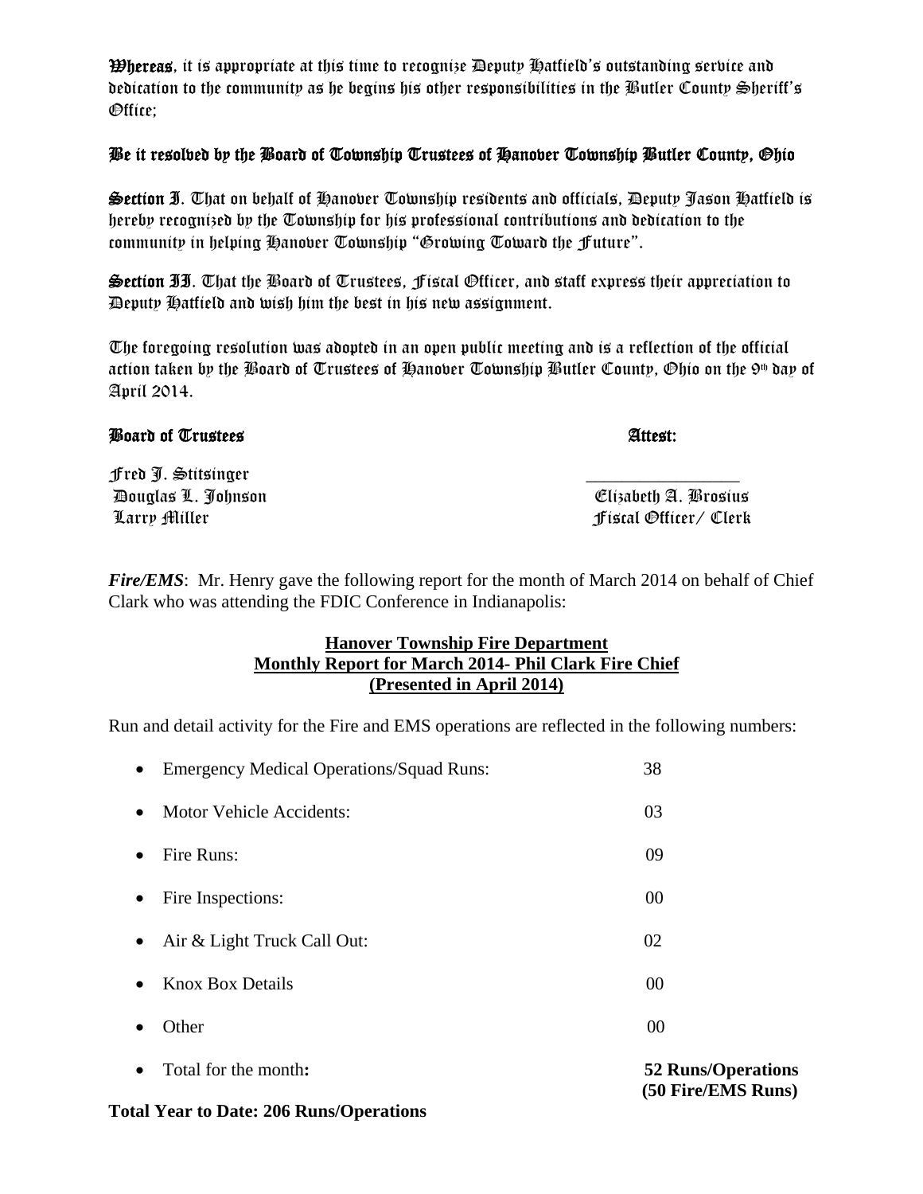**Whereas**, it is appropriate at this time to recognize Deputy Hatfield's outstanding service and dedication to the community as he begins his other responsibilities in the Butler County Sheriff's Office;

**Be it resolved by the Board of Township Trustees of Hanover Township Butler County, Ohio**

**Section I**. That on behalf of Hanover Township residents and officials, Deputy Jason Hatfield is hereby recognized by the Township for his professional contributions and dedication to the community in helping Hanover Township "Growing Toward the Future".

**Section II**. That the Board of Trustees, Fiscal Officer, and staff express their appreciation to Deputy Hatfield and wish him the best in his new assignment.

The foregoing resolution was adopted in an open public meeting and is a reflection of the official action taken by the Board of Trustees of Hanover Township Butler County, Ohio on the 9th day of April 2014.

**Board of Trustees** **Attest:**

Fred J. Stitsinger
Douglas L. Johnson
Larry Miller

_________________
Elizabeth A. Brosius
Fiscal Officer/ Clerk

***Fire/EMS***: Mr. Henry gave the following report for the month of March 2014 on behalf of Chief Clark who was attending the FDIC Conference in Indianapolis:

**Hanover Township Fire Department**
**Monthly Report for March 2014- Phil Clark Fire Chief**
**(Presented in April 2014)**

Run and detail activity for the Fire and EMS operations are reflected in the following numbers:

- Emergency Medical Operations/Squad Runs: 38
- Motor Vehicle Accidents: 03
- Fire Runs: 09
- Fire Inspections: 00
- Air & Light Truck Call Out: 02
- Knox Box Details 00
- Other 00
- Total for the month**:** **52 Runs/Operations (50 Fire/EMS Runs)**

**Total Year to Date: 206 Runs/Operations**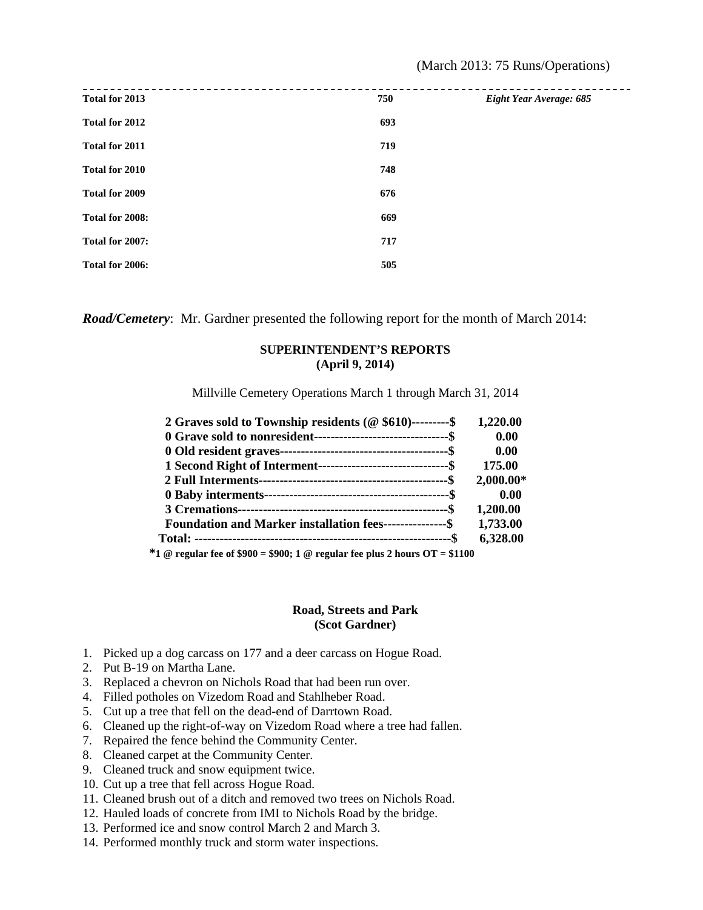(March 2013: 75 Runs/Operations)

| | | |
|---|---|---|
| **Total for 2013** | **750** | ***Eight Year Average: 685*** |
| **Total for 2012** | **693** | |
| **Total for 2011** | **719** | |
| **Total for 2010** | **748** | |
| **Total for 2009** | **676** | |
| **Total for 2008:** | **669** | |
| **Total for 2007:** | **717** | |
| **Total for 2006:** | **505** | |

***Road/Cemetery***: Mr. Gardner presented the following report for the month of March 2014:

**SUPERINTENDENT'S REPORTS**
**(April 9, 2014)**

Millville Cemetery Operations March 1 through March 31, 2014

| | |
|---|---|
| **2 Graves sold to Township residents (@ $610)---------$** | **1,220.00** |
| **0 Grave sold to nonresident--------------------------------$** | **0.00** |
| **0 Old resident graves----------------------------------------$** | **0.00** |
| **1 Second Right of Interment-------------------------------$** | **175.00** |
| **2 Full Interments---------------------------------------------$** | **2,000.00*** |
| **0 Baby interments--------------------------------------------$** | **0.00** |
| **3 Cremations--------------------------------------------------$** | **1,200.00** |
| **Foundation and Marker installation fees---------------$** | **1,733.00** |
| **Total: ------------------------------------------------------------$** | **6,328.00** |

**\*1 @ regular fee of $900 = $900; 1 @ regular fee plus 2 hours OT = $1100**

**Road, Streets and Park**
**(Scot Gardner)**

1. Picked up a dog carcass on 177 and a deer carcass on Hogue Road.
2. Put B-19 on Martha Lane.
3. Replaced a chevron on Nichols Road that had been run over.
4. Filled potholes on Vizedom Road and Stahlheber Road.
5. Cut up a tree that fell on the dead-end of Darrtown Road.
6. Cleaned up the right-of-way on Vizedom Road where a tree had fallen.
7. Repaired the fence behind the Community Center.
8. Cleaned carpet at the Community Center.
9. Cleaned truck and snow equipment twice.
10. Cut up a tree that fell across Hogue Road.
11. Cleaned brush out of a ditch and removed two trees on Nichols Road.
12. Hauled loads of concrete from IMI to Nichols Road by the bridge.
13. Performed ice and snow control March 2 and March 3.
14. Performed monthly truck and storm water inspections.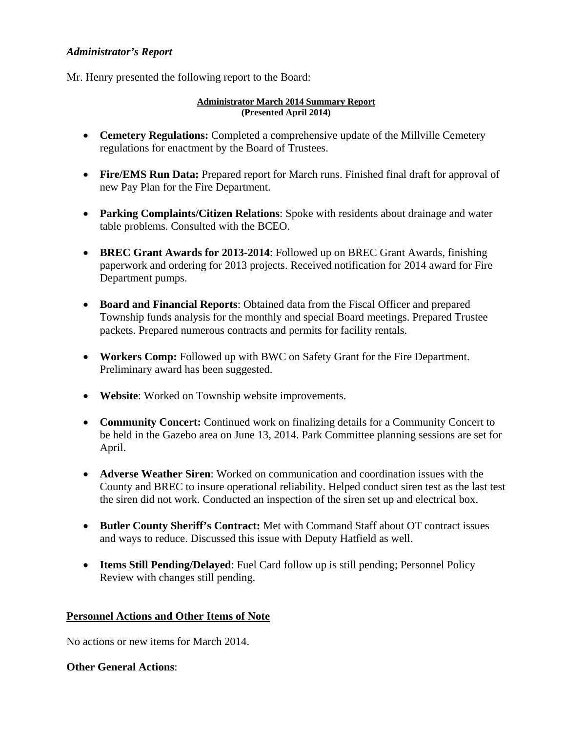*Administrator's Report*

Mr. Henry presented the following report to the Board:

**Administrator March 2014 Summary Report**
**(Presented April 2014)**

- **Cemetery Regulations:** Completed a comprehensive update of the Millville Cemetery regulations for enactment by the Board of Trustees.

- **Fire/EMS Run Data:** Prepared report for March runs. Finished final draft for approval of new Pay Plan for the Fire Department.

- **Parking Complaints/Citizen Relations**: Spoke with residents about drainage and water table problems. Consulted with the BCEO.

- **BREC Grant Awards for 2013-2014**: Followed up on BREC Grant Awards, finishing paperwork and ordering for 2013 projects. Received notification for 2014 award for Fire Department pumps.

- **Board and Financial Reports**: Obtained data from the Fiscal Officer and prepared Township funds analysis for the monthly and special Board meetings. Prepared Trustee packets. Prepared numerous contracts and permits for facility rentals.

- **Workers Comp:** Followed up with BWC on Safety Grant for the Fire Department. Preliminary award has been suggested.

- **Website**: Worked on Township website improvements.

- **Community Concert:** Continued work on finalizing details for a Community Concert to be held in the Gazebo area on June 13, 2014. Park Committee planning sessions are set for April.

- **Adverse Weather Siren**: Worked on communication and coordination issues with the County and BREC to insure operational reliability. Helped conduct siren test as the last test the siren did not work. Conducted an inspection of the siren set up and electrical box.

- **Butler County Sheriff's Contract:** Met with Command Staff about OT contract issues and ways to reduce. Discussed this issue with Deputy Hatfield as well.

- **Items Still Pending/Delayed**: Fuel Card follow up is still pending; Personnel Policy Review with changes still pending.

**Personnel Actions and Other Items of Note**

No actions or new items for March 2014.

**Other General Actions**: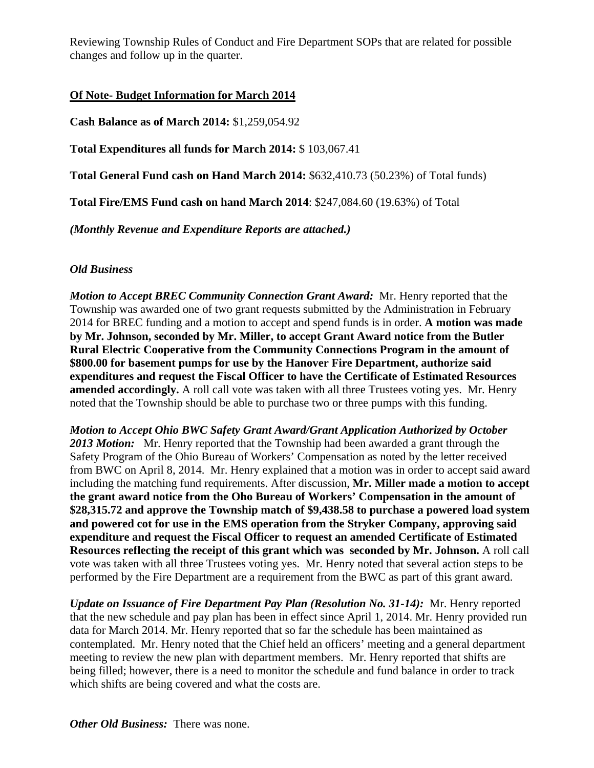Reviewing Township Rules of Conduct and Fire Department SOPs that are related for possible changes and follow up in the quarter.

**<u>Of Note- Budget Information for March 2014</u>**

**Cash Balance as of March 2014:** $1,259,054.92

**Total Expenditures all funds for March 2014:** $ 103,067.41

**Total General Fund cash on Hand March 2014:** $632,410.73 (50.23%) of Total funds)

**Total Fire/EMS Fund cash on hand March 2014**: $247,084.60 (19.63%) of Total

***(Monthly Revenue and Expenditure Reports are attached.)***

*Old Business*

***Motion to Accept BREC Community Connection Grant Award:*** Mr. Henry reported that the Township was awarded one of two grant requests submitted by the Administration in February 2014 for BREC funding and a motion to accept and spend funds is in order. **A motion was made by Mr. Johnson, seconded by Mr. Miller, to accept Grant Award notice from the Butler Rural Electric Cooperative from the Community Connections Program in the amount of $800.00 for basement pumps for use by the Hanover Fire Department, authorize said expenditures and request the Fiscal Officer to have the Certificate of Estimated Resources amended accordingly.** A roll call vote was taken with all three Trustees voting yes. Mr. Henry noted that the Township should be able to purchase two or three pumps with this funding.

***Motion to Accept Ohio BWC Safety Grant Award/Grant Application Authorized by October 2013 Motion:*** Mr. Henry reported that the Township had been awarded a grant through the Safety Program of the Ohio Bureau of Workers' Compensation as noted by the letter received from BWC on April 8, 2014. Mr. Henry explained that a motion was in order to accept said award including the matching fund requirements. After discussion, **Mr. Miller made a motion to accept the grant award notice from the Oho Bureau of Workers' Compensation in the amount of $28,315.72 and approve the Township match of $9,438.58 to purchase a powered load system and powered cot for use in the EMS operation from the Stryker Company, approving said expenditure and request the Fiscal Officer to request an amended Certificate of Estimated Resources reflecting the receipt of this grant which was seconded by Mr. Johnson.** A roll call vote was taken with all three Trustees voting yes. Mr. Henry noted that several action steps to be performed by the Fire Department are a requirement from the BWC as part of this grant award.

***Update on Issuance of Fire Department Pay Plan (Resolution No. 31-14):*** Mr. Henry reported that the new schedule and pay plan has been in effect since April 1, 2014. Mr. Henry provided run data for March 2014. Mr. Henry reported that so far the schedule has been maintained as contemplated. Mr. Henry noted that the Chief held an officers' meeting and a general department meeting to review the new plan with department members. Mr. Henry reported that shifts are being filled; however, there is a need to monitor the schedule and fund balance in order to track which shifts are being covered and what the costs are.

***Other Old Business:*** There was none.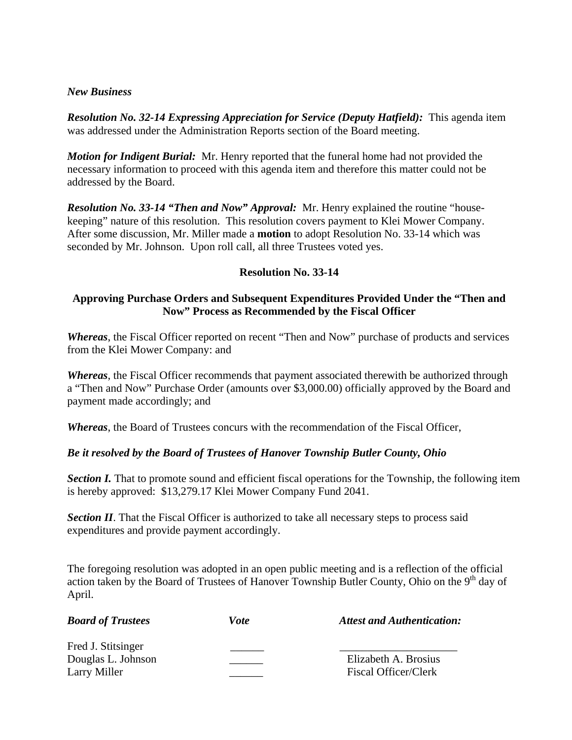*New Business*

***Resolution No. 32-14 Expressing Appreciation for Service (Deputy Hatfield):*** This agenda item was addressed under the Administration Reports section of the Board meeting.

***Motion for Indigent Burial:*** Mr. Henry reported that the funeral home had not provided the necessary information to proceed with this agenda item and therefore this matter could not be addressed by the Board.

***Resolution No. 33-14 "Then and Now" Approval:*** Mr. Henry explained the routine "house-keeping" nature of this resolution. This resolution covers payment to Klei Mower Company. After some discussion, Mr. Miller made a **motion** to adopt Resolution No. 33-14 which was seconded by Mr. Johnson. Upon roll call, all three Trustees voted yes.

**Resolution No. 33-14**

**Approving Purchase Orders and Subsequent Expenditures Provided Under the "Then and Now" Process as Recommended by the Fiscal Officer**

***Whereas***, the Fiscal Officer reported on recent "Then and Now" purchase of products and services from the Klei Mower Company: and

***Whereas***, the Fiscal Officer recommends that payment associated therewith be authorized through a "Then and Now" Purchase Order (amounts over $3,000.00) officially approved by the Board and payment made accordingly; and

***Whereas***, the Board of Trustees concurs with the recommendation of the Fiscal Officer,

***Be it resolved by the Board of Trustees of Hanover Township Butler County, Ohio***

***Section I.*** That to promote sound and efficient fiscal operations for the Township, the following item is hereby approved: $13,279.17 Klei Mower Company Fund 2041.

***Section II***. That the Fiscal Officer is authorized to take all necessary steps to process said expenditures and provide payment accordingly.

The foregoing resolution was adopted in an open public meeting and is a reflection of the official action taken by the Board of Trustees of Hanover Township Butler County, Ohio on the 9th day of April.

| ***Board of Trustees*** | ***Vote*** | ***Attest and Authentication:*** |
|---|---|---|
| Fred J. Stitsinger | ______ | _____________________ |
| Douglas L. Johnson | ______ | Elizabeth A. Brosius |
| Larry Miller | ______ | Fiscal Officer/Clerk |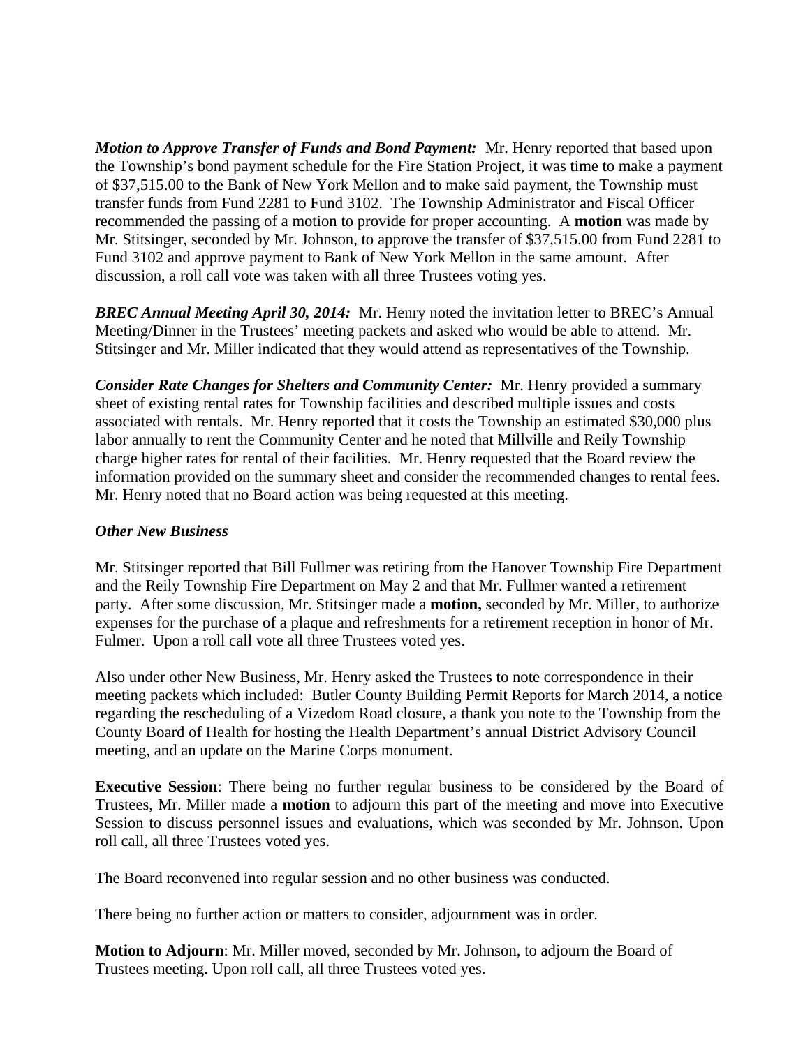***Motion to Approve Transfer of Funds and Bond Payment:*** Mr. Henry reported that based upon the Township's bond payment schedule for the Fire Station Project, it was time to make a payment of $37,515.00 to the Bank of New York Mellon and to make said payment, the Township must transfer funds from Fund 2281 to Fund 3102. The Township Administrator and Fiscal Officer recommended the passing of a motion to provide for proper accounting. A **motion** was made by Mr. Stitsinger, seconded by Mr. Johnson, to approve the transfer of $37,515.00 from Fund 2281 to Fund 3102 and approve payment to Bank of New York Mellon in the same amount. After discussion, a roll call vote was taken with all three Trustees voting yes.

***BREC Annual Meeting April 30, 2014:*** Mr. Henry noted the invitation letter to BREC's Annual Meeting/Dinner in the Trustees' meeting packets and asked who would be able to attend. Mr. Stitsinger and Mr. Miller indicated that they would attend as representatives of the Township.

***Consider Rate Changes for Shelters and Community Center:*** Mr. Henry provided a summary sheet of existing rental rates for Township facilities and described multiple issues and costs associated with rentals. Mr. Henry reported that it costs the Township an estimated $30,000 plus labor annually to rent the Community Center and he noted that Millville and Reily Township charge higher rates for rental of their facilities. Mr. Henry requested that the Board review the information provided on the summary sheet and consider the recommended changes to rental fees. Mr. Henry noted that no Board action was being requested at this meeting.

***Other New Business***

Mr. Stitsinger reported that Bill Fullmer was retiring from the Hanover Township Fire Department and the Reily Township Fire Department on May 2 and that Mr. Fullmer wanted a retirement party. After some discussion, Mr. Stitsinger made a **motion,** seconded by Mr. Miller, to authorize expenses for the purchase of a plaque and refreshments for a retirement reception in honor of Mr. Fulmer. Upon a roll call vote all three Trustees voted yes.

Also under other New Business, Mr. Henry asked the Trustees to note correspondence in their meeting packets which included: Butler County Building Permit Reports for March 2014, a notice regarding the rescheduling of a Vizedom Road closure, a thank you note to the Township from the County Board of Health for hosting the Health Department's annual District Advisory Council meeting, and an update on the Marine Corps monument.

**Executive Session**: There being no further regular business to be considered by the Board of Trustees, Mr. Miller made a **motion** to adjourn this part of the meeting and move into Executive Session to discuss personnel issues and evaluations, which was seconded by Mr. Johnson. Upon roll call, all three Trustees voted yes.

The Board reconvened into regular session and no other business was conducted.

There being no further action or matters to consider, adjournment was in order.

**Motion to Adjourn**: Mr. Miller moved, seconded by Mr. Johnson, to adjourn the Board of Trustees meeting. Upon roll call, all three Trustees voted yes.